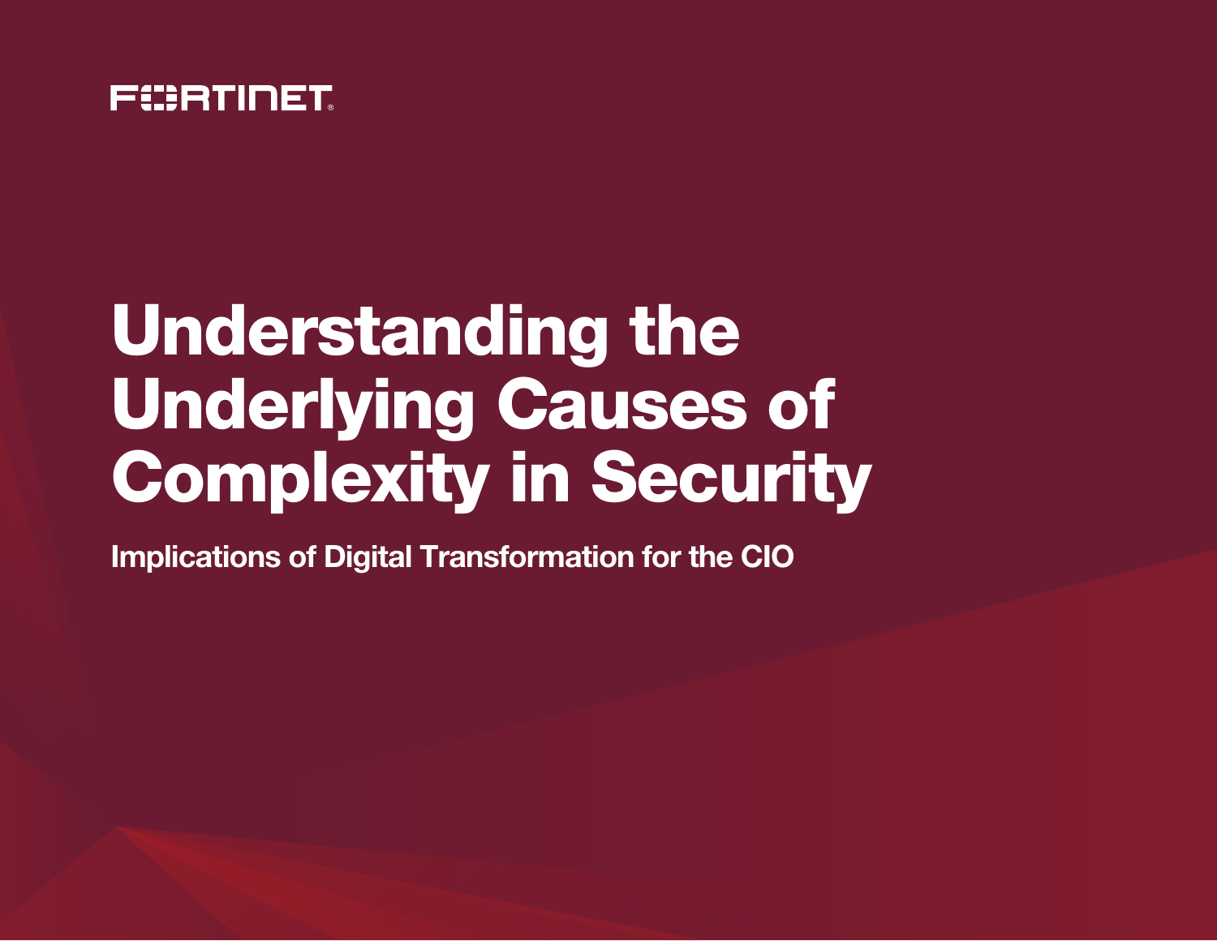FORTINET

# Understanding the Underlying Causes of Complexity in Security

## Implications of Digital Transformation for the CIO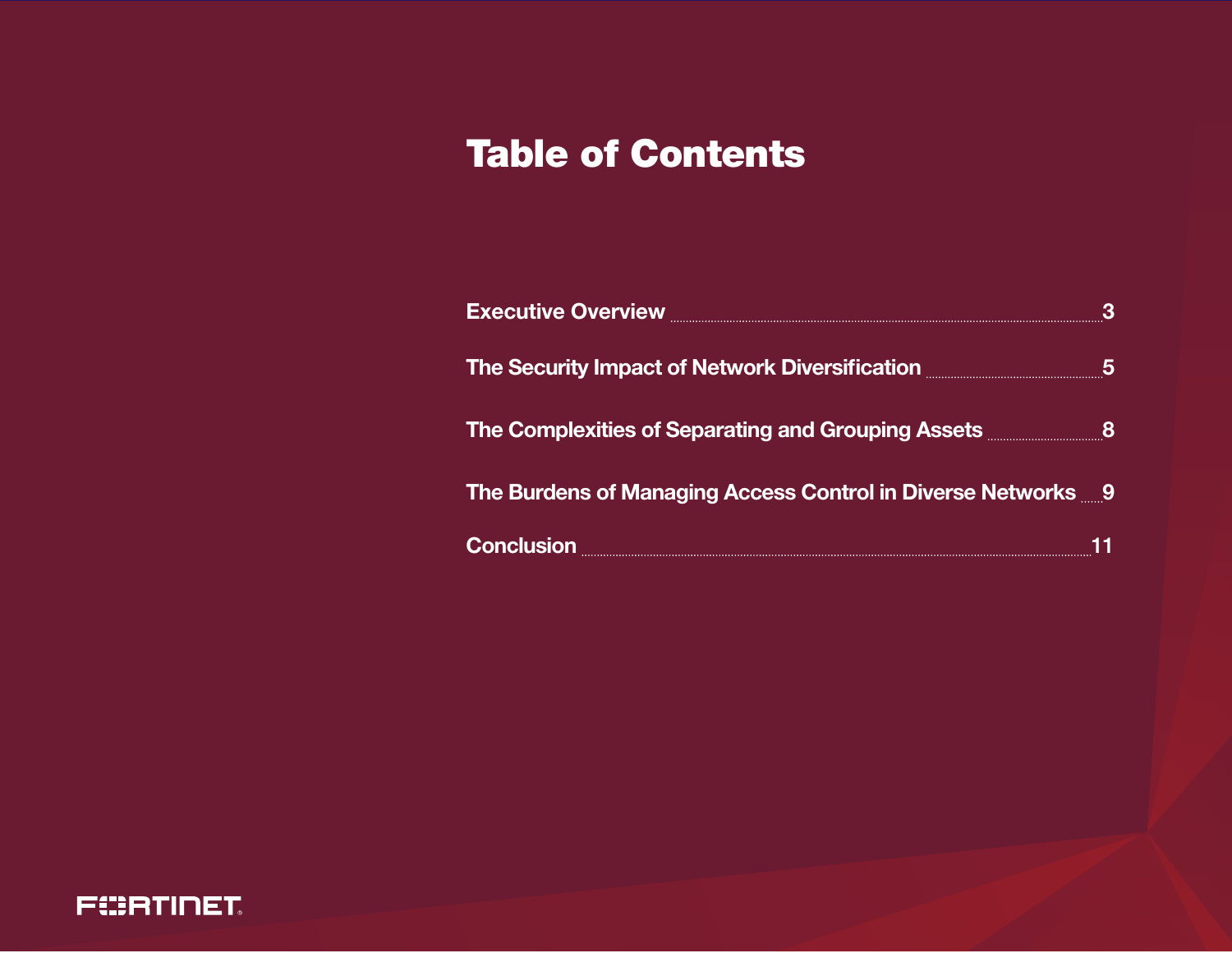# Table of Contents

Executive Overview ........................................................ 3

The Security Impact of Network Diversification ........................................................ 5

The Complexities of Separating and Grouping Assets ........................................................ 8

The Burdens of Managing Access Control in Diverse Networks ........ 9

Conclusion ........................................................ 11

FORTINET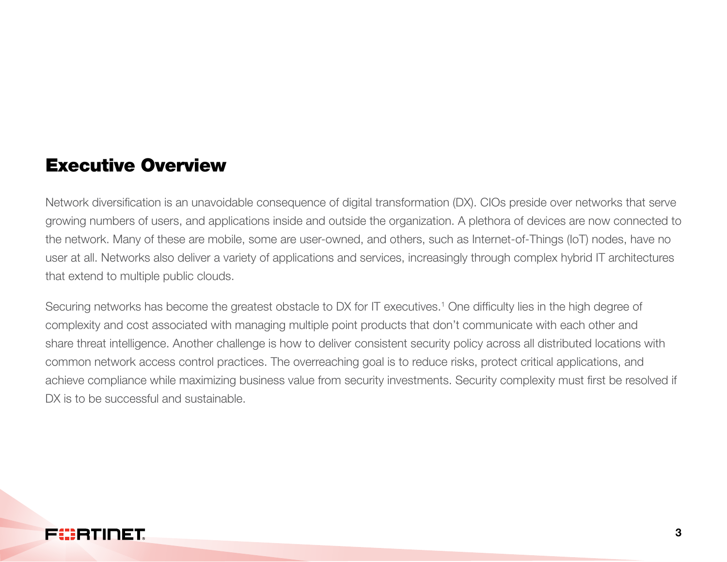# Executive Overview

Network diversification is an unavoidable consequence of digital transformation (DX). CIOs preside over networks that serve growing numbers of users, and applications inside and outside the organization. A plethora of devices are now connected to the network. Many of these are mobile, some are user-owned, and others, such as Internet-of-Things (IoT) nodes, have no user at all. Networks also deliver a variety of applications and services, increasingly through complex hybrid IT architectures that extend to multiple public clouds.

Securing networks has become the greatest obstacle to DX for IT executives.[1] One difficulty lies in the high degree of complexity and cost associated with managing multiple point products that don't communicate with each other and share threat intelligence. Another challenge is how to deliver consistent security policy across all distributed locations with common network access control practices. The overreaching goal is to reduce risks, protect critical applications, and achieve compliance while maximizing business value from security investments. Security complexity must first be resolved if DX is to be successful and sustainable.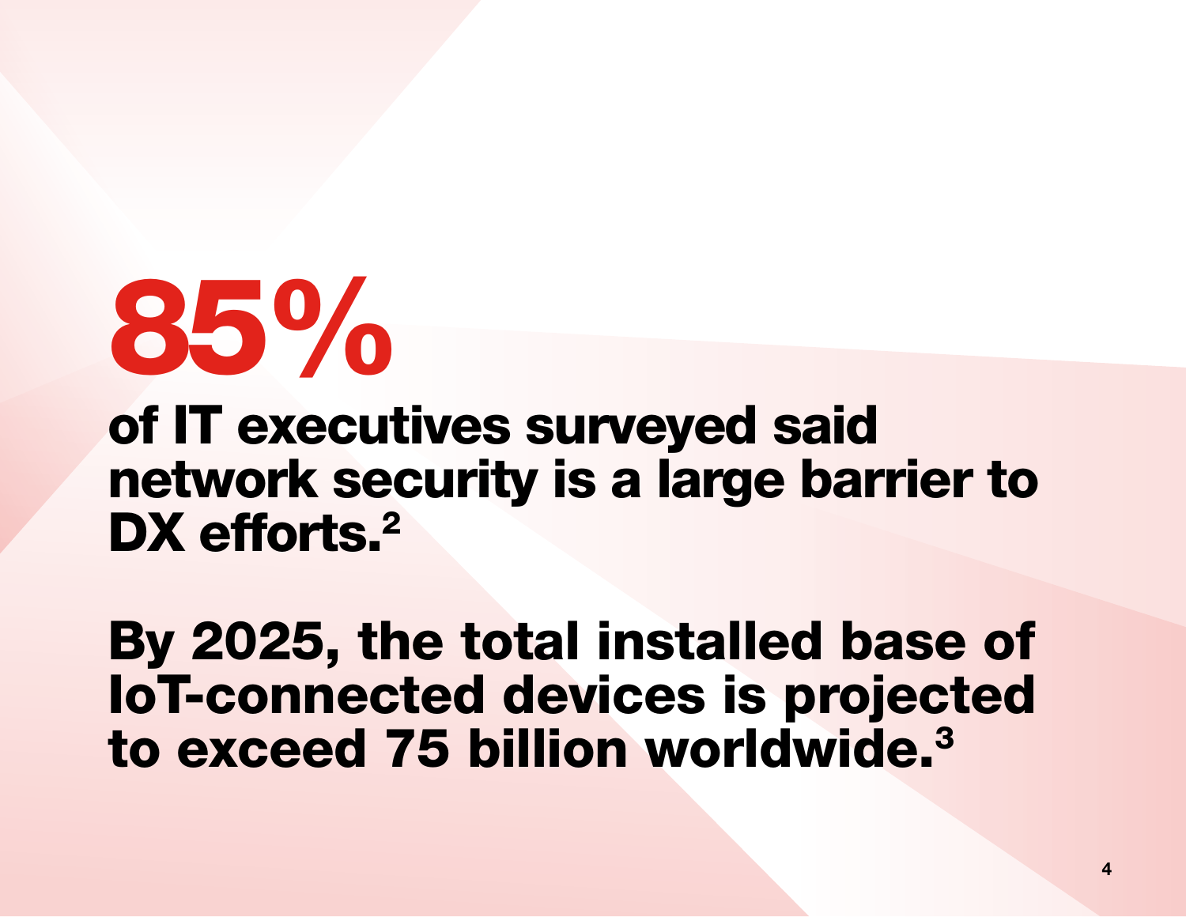# 85%

**of IT executives surveyed said network security is a large barrier to DX efforts.[2]**

**By 2025, the total installed base of IoT-connected devices is projected to exceed 75 billion worldwide.[3]**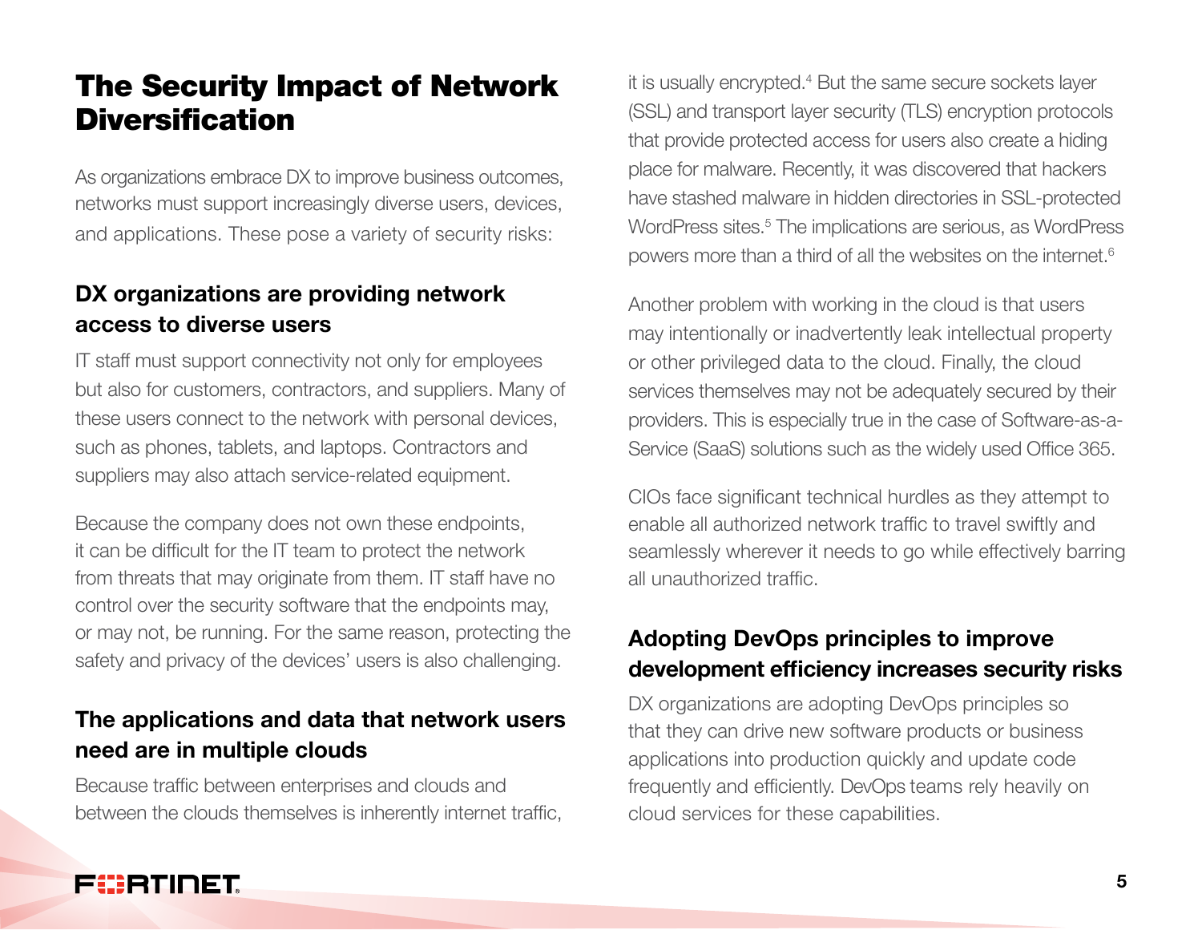# The Security Impact of Network Diversification

As organizations embrace DX to improve business outcomes, networks must support increasingly diverse users, devices, and applications. These pose a variety of security risks:

### DX organizations are providing network access to diverse users

IT staff must support connectivity not only for employees but also for customers, contractors, and suppliers. Many of these users connect to the network with personal devices, such as phones, tablets, and laptops. Contractors and suppliers may also attach service-related equipment.

Because the company does not own these endpoints, it can be difficult for the IT team to protect the network from threats that may originate from them. IT staff have no control over the security software that the endpoints may, or may not, be running. For the same reason, protecting the safety and privacy of the devices' users is also challenging.

### The applications and data that network users need are in multiple clouds

Because traffic between enterprises and clouds and between the clouds themselves is inherently internet traffic, it is usually encrypted.[4] But the same secure sockets layer (SSL) and transport layer security (TLS) encryption protocols that provide protected access for users also create a hiding place for malware. Recently, it was discovered that hackers have stashed malware in hidden directories in SSL-protected WordPress sites.[5] The implications are serious, as WordPress powers more than a third of all the websites on the internet.[6]

Another problem with working in the cloud is that users may intentionally or inadvertently leak intellectual property or other privileged data to the cloud. Finally, the cloud services themselves may not be adequately secured by their providers. This is especially true in the case of Software-as-a-Service (SaaS) solutions such as the widely used Office 365.

CIOs face significant technical hurdles as they attempt to enable all authorized network traffic to travel swiftly and seamlessly wherever it needs to go while effectively barring all unauthorized traffic.

### Adopting DevOps principles to improve development efficiency increases security risks

DX organizations are adopting DevOps principles so that they can drive new software products or business applications into production quickly and update code frequently and efficiently. DevOps teams rely heavily on cloud services for these capabilities.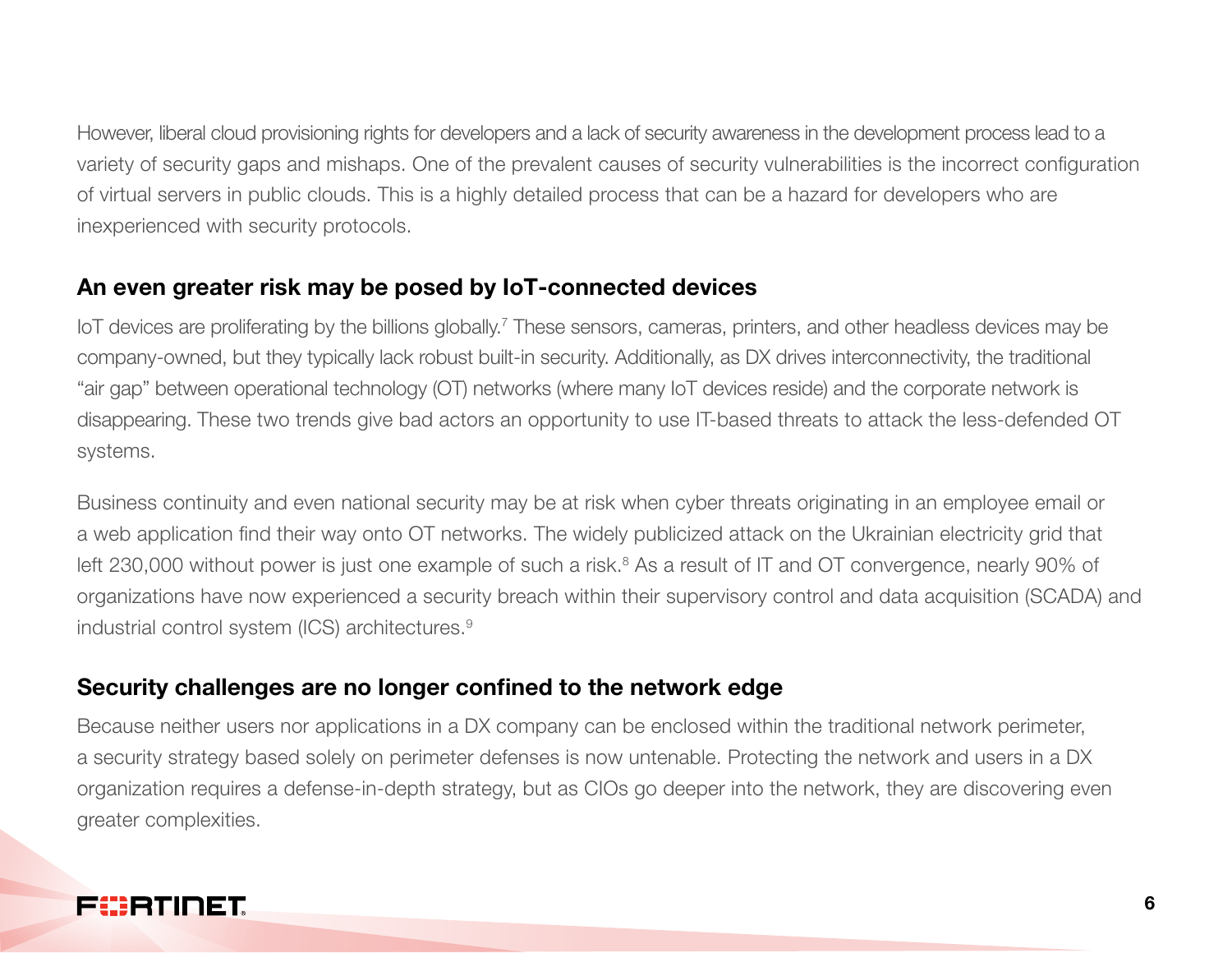However, liberal cloud provisioning rights for developers and a lack of security awareness in the development process lead to a variety of security gaps and mishaps. One of the prevalent causes of security vulnerabilities is the incorrect configuration of virtual servers in public clouds. This is a highly detailed process that can be a hazard for developers who are inexperienced with security protocols.

### An even greater risk may be posed by IoT-connected devices

IoT devices are proliferating by the billions globally.[7] These sensors, cameras, printers, and other headless devices may be company-owned, but they typically lack robust built-in security. Additionally, as DX drives interconnectivity, the traditional "air gap" between operational technology (OT) networks (where many IoT devices reside) and the corporate network is disappearing. These two trends give bad actors an opportunity to use IT-based threats to attack the less-defended OT systems.

Business continuity and even national security may be at risk when cyber threats originating in an employee email or a web application find their way onto OT networks. The widely publicized attack on the Ukrainian electricity grid that left 230,000 without power is just one example of such a risk.[8] As a result of IT and OT convergence, nearly 90% of organizations have now experienced a security breach within their supervisory control and data acquisition (SCADA) and industrial control system (ICS) architectures.[9]

### Security challenges are no longer confined to the network edge

Because neither users nor applications in a DX company can be enclosed within the traditional network perimeter, a security strategy based solely on perimeter defenses is now untenable. Protecting the network and users in a DX organization requires a defense-in-depth strategy, but as CIOs go deeper into the network, they are discovering even greater complexities.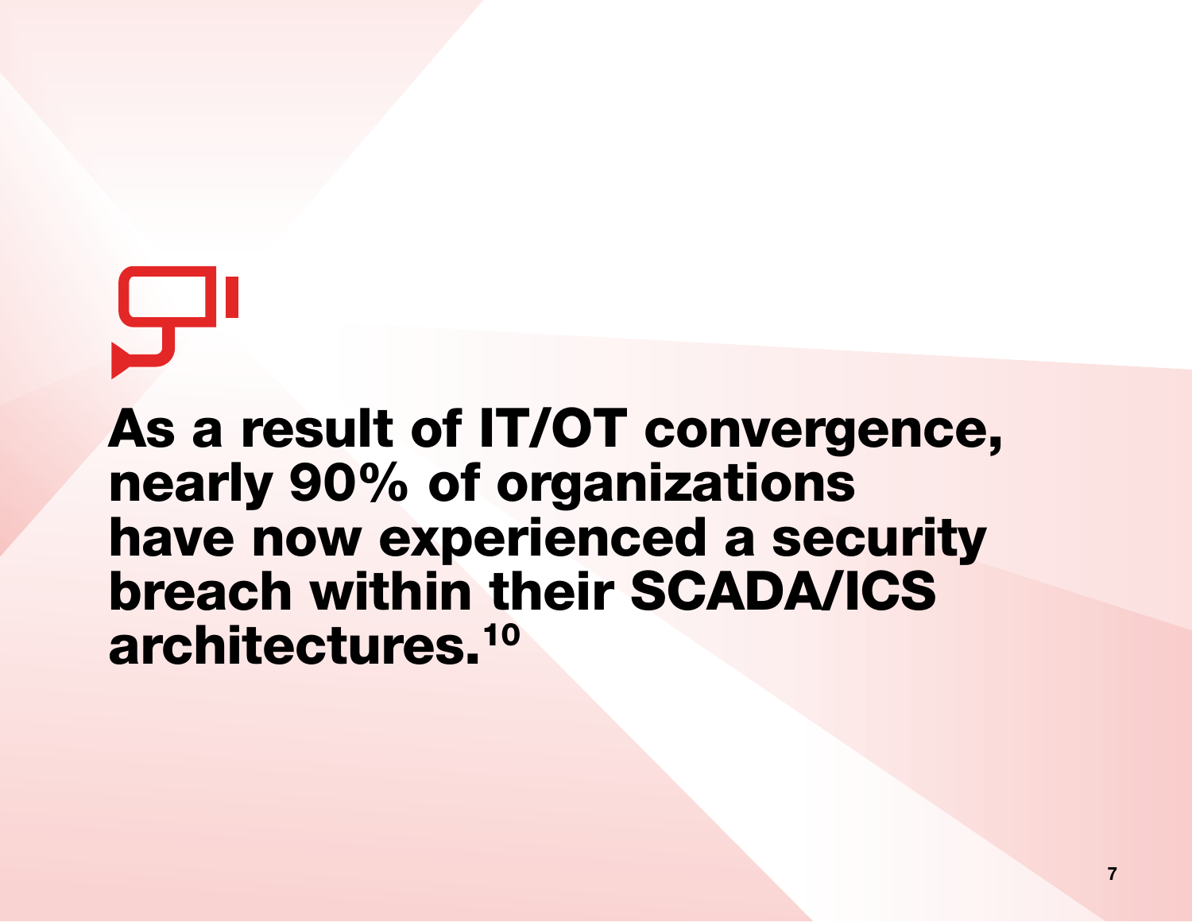**As a result of IT/OT convergence, nearly 90% of organizations have now experienced a security breach within their SCADA/ICS architectures.**[10]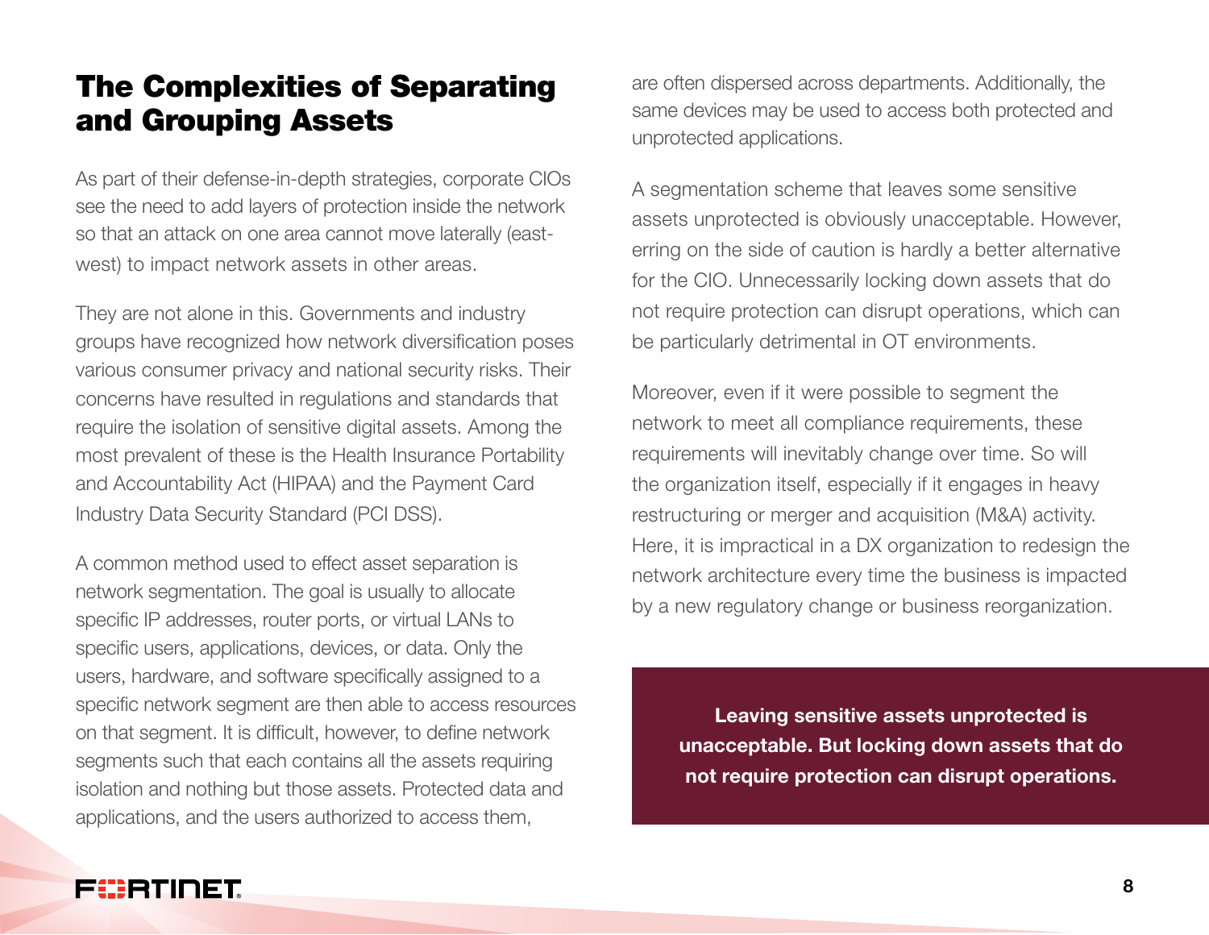## The Complexities of Separating and Grouping Assets

As part of their defense-in-depth strategies, corporate CIOs see the need to add layers of protection inside the network so that an attack on one area cannot move laterally (east-west) to impact network assets in other areas.

They are not alone in this. Governments and industry groups have recognized how network diversification poses various consumer privacy and national security risks. Their concerns have resulted in regulations and standards that require the isolation of sensitive digital assets. Among the most prevalent of these is the Health Insurance Portability and Accountability Act (HIPAA) and the Payment Card Industry Data Security Standard (PCI DSS).

A common method used to effect asset separation is network segmentation. The goal is usually to allocate specific IP addresses, router ports, or virtual LANs to specific users, applications, devices, or data. Only the users, hardware, and software specifically assigned to a specific network segment are then able to access resources on that segment. It is difficult, however, to define network segments such that each contains all the assets requiring isolation and nothing but those assets. Protected data and applications, and the users authorized to access them, are often dispersed across departments. Additionally, the same devices may be used to access both protected and unprotected applications.

A segmentation scheme that leaves some sensitive assets unprotected is obviously unacceptable. However, erring on the side of caution is hardly a better alternative for the CIO. Unnecessarily locking down assets that do not require protection can disrupt operations, which can be particularly detrimental in OT environments.

Moreover, even if it were possible to segment the network to meet all compliance requirements, these requirements will inevitably change over time. So will the organization itself, especially if it engages in heavy restructuring or merger and acquisition (M&A) activity. Here, it is impractical in a DX organization to redesign the network architecture every time the business is impacted by a new regulatory change or business reorganization.

**Leaving sensitive assets unprotected is unacceptable. But locking down assets that do not require protection can disrupt operations.**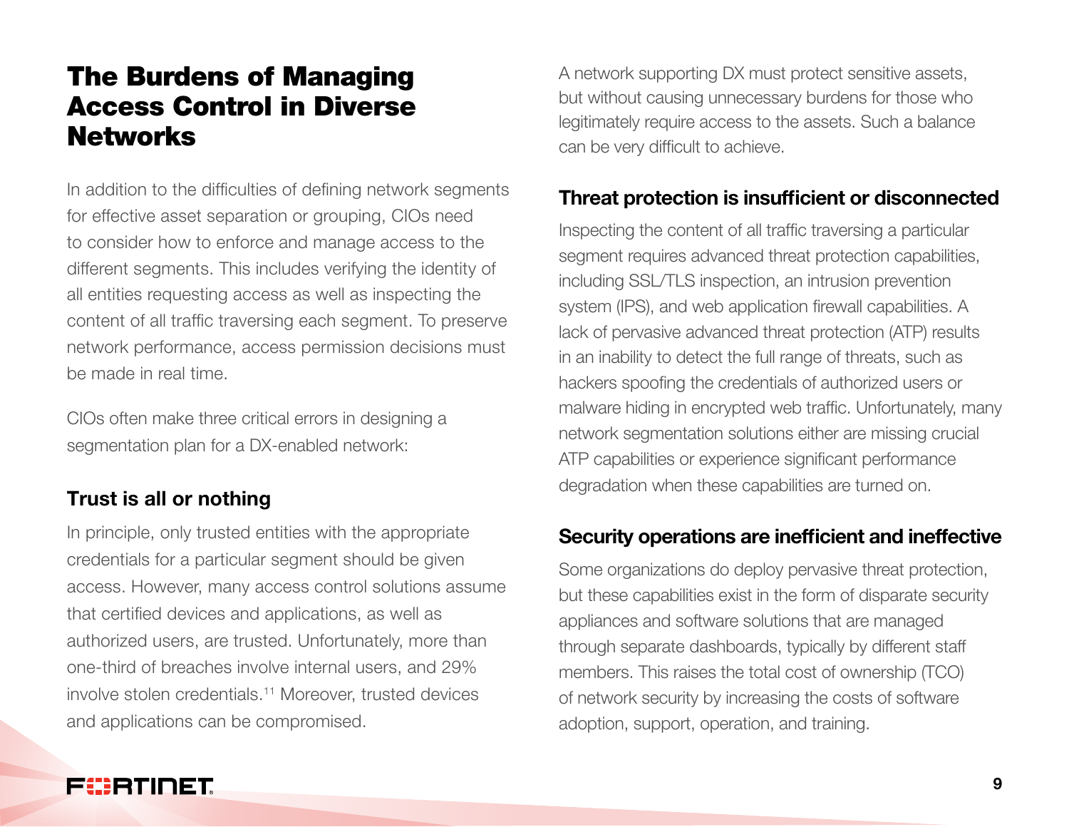# The Burdens of Managing Access Control in Diverse Networks

In addition to the difficulties of defining network segments for effective asset separation or grouping, CIOs need to consider how to enforce and manage access to the different segments. This includes verifying the identity of all entities requesting access as well as inspecting the content of all traffic traversing each segment. To preserve network performance, access permission decisions must be made in real time.

CIOs often make three critical errors in designing a segmentation plan for a DX-enabled network:

### Trust is all or nothing

In principle, only trusted entities with the appropriate credentials for a particular segment should be given access. However, many access control solutions assume that certified devices and applications, as well as authorized users, are trusted. Unfortunately, more than one-third of breaches involve internal users, and 29% involve stolen credentials.[11] Moreover, trusted devices and applications can be compromised.

A network supporting DX must protect sensitive assets, but without causing unnecessary burdens for those who legitimately require access to the assets. Such a balance can be very difficult to achieve.

### Threat protection is insufficient or disconnected

Inspecting the content of all traffic traversing a particular segment requires advanced threat protection capabilities, including SSL/TLS inspection, an intrusion prevention system (IPS), and web application firewall capabilities. A lack of pervasive advanced threat protection (ATP) results in an inability to detect the full range of threats, such as hackers spoofing the credentials of authorized users or malware hiding in encrypted web traffic. Unfortunately, many network segmentation solutions either are missing crucial ATP capabilities or experience significant performance degradation when these capabilities are turned on.

### Security operations are inefficient and ineffective

Some organizations do deploy pervasive threat protection, but these capabilities exist in the form of disparate security appliances and software solutions that are managed through separate dashboards, typically by different staff members. This raises the total cost of ownership (TCO) of network security by increasing the costs of software adoption, support, operation, and training.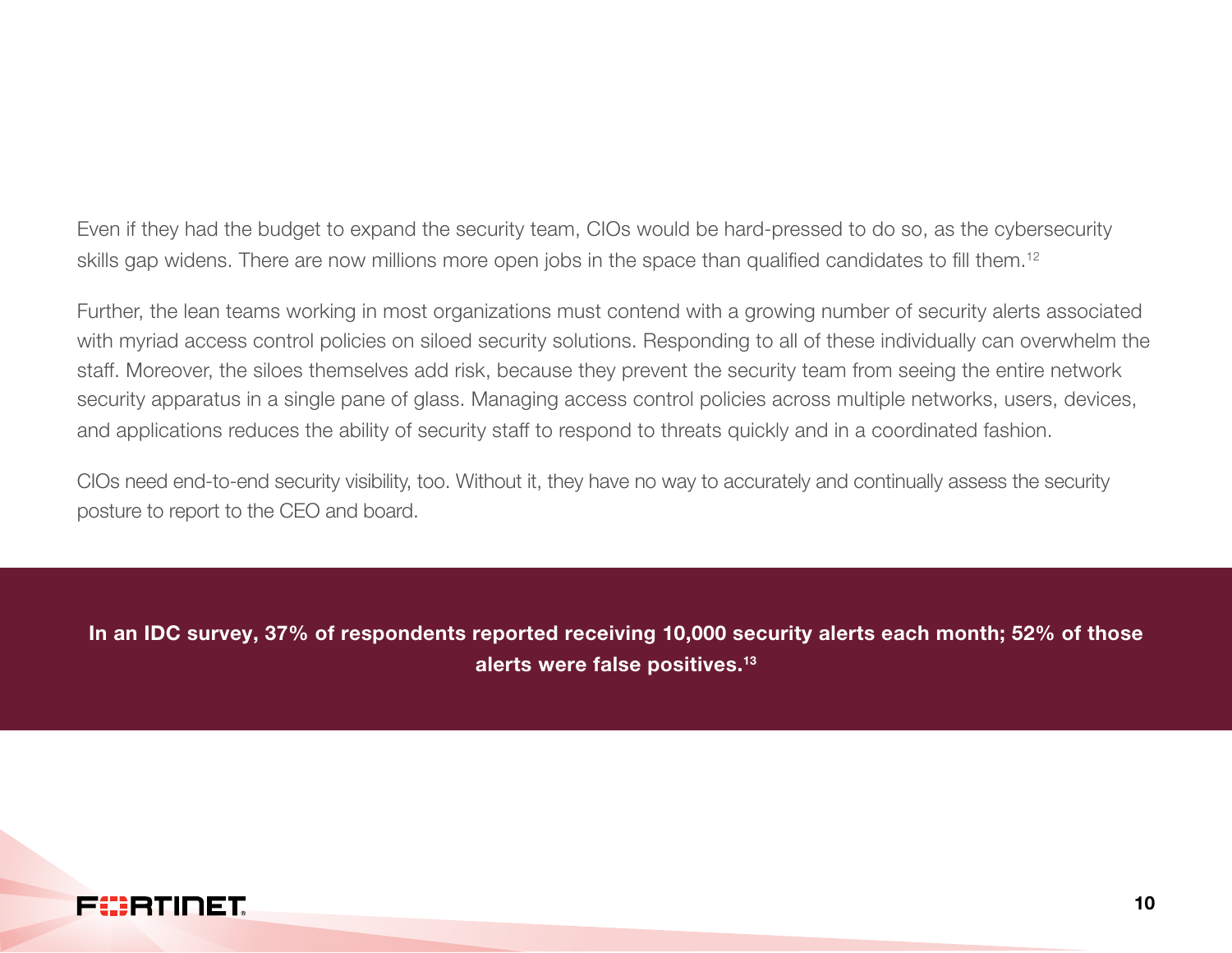Even if they had the budget to expand the security team, CIOs would be hard-pressed to do so, as the cybersecurity skills gap widens. There are now millions more open jobs in the space than qualified candidates to fill them.[12]

Further, the lean teams working in most organizations must contend with a growing number of security alerts associated with myriad access control policies on siloed security solutions. Responding to all of these individually can overwhelm the staff. Moreover, the siloes themselves add risk, because they prevent the security team from seeing the entire network security apparatus in a single pane of glass. Managing access control policies across multiple networks, users, devices, and applications reduces the ability of security staff to respond to threats quickly and in a coordinated fashion.

CIOs need end-to-end security visibility, too. Without it, they have no way to accurately and continually assess the security posture to report to the CEO and board.

**In an IDC survey, 37% of respondents reported receiving 10,000 security alerts each month; 52% of those alerts were false positives.[13]**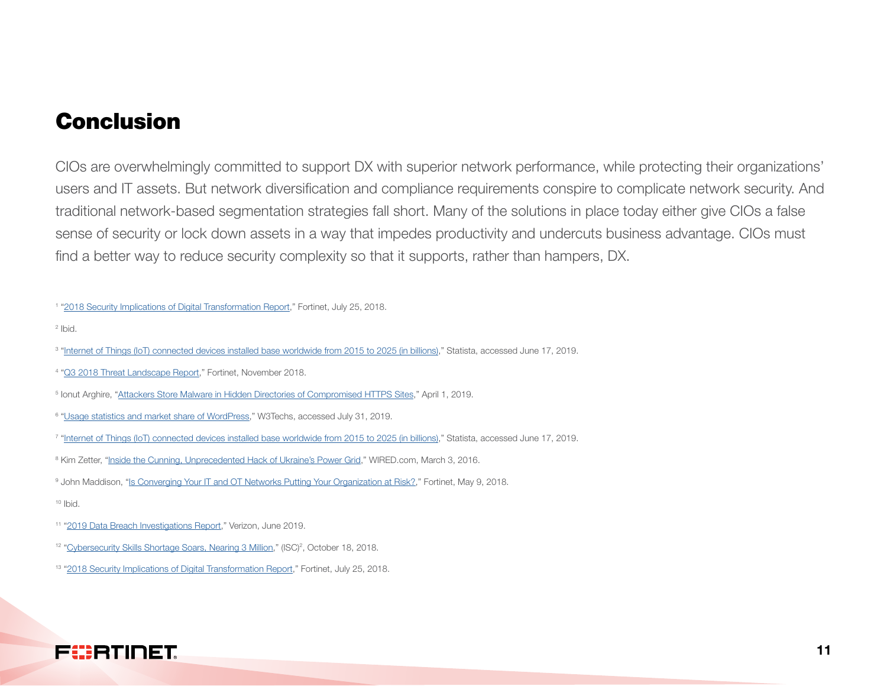# Conclusion

CIOs are overwhelmingly committed to support DX with superior network performance, while protecting their organizations' users and IT assets. But network diversification and compliance requirements conspire to complicate network security. And traditional network-based segmentation strategies fall short. Many of the solutions in place today either give CIOs a false sense of security or lock down assets in a way that impedes productivity and undercuts business advantage. CIOs must find a better way to reduce security complexity so that it supports, rather than hampers, DX.

[1] "2018 Security Implications of Digital Transformation Report," Fortinet, July 25, 2018.

[2] Ibid.

[3] "Internet of Things (IoT) connected devices installed base worldwide from 2015 to 2025 (in billions)," Statista, accessed June 17, 2019.

[4] "Q3 2018 Threat Landscape Report," Fortinet, November 2018.

[5] Ionut Arghire, "Attackers Store Malware in Hidden Directories of Compromised HTTPS Sites," April 1, 2019.

[6] "Usage statistics and market share of WordPress," W3Techs, accessed July 31, 2019.

[7] "Internet of Things (IoT) connected devices installed base worldwide from 2015 to 2025 (in billions)," Statista, accessed June 17, 2019.

[8] Kim Zetter, "Inside the Cunning, Unprecedented Hack of Ukraine's Power Grid," WIRED.com, March 3, 2016.

[9] John Maddison, "Is Converging Your IT and OT Networks Putting Your Organization at Risk?," Fortinet, May 9, 2018.

[10] Ibid.

[11] "2019 Data Breach Investigations Report," Verizon, June 2019.

[12] "Cybersecurity Skills Shortage Soars, Nearing 3 Million," (ISC)², October 18, 2018.

[13] "2018 Security Implications of Digital Transformation Report," Fortinet, July 25, 2018.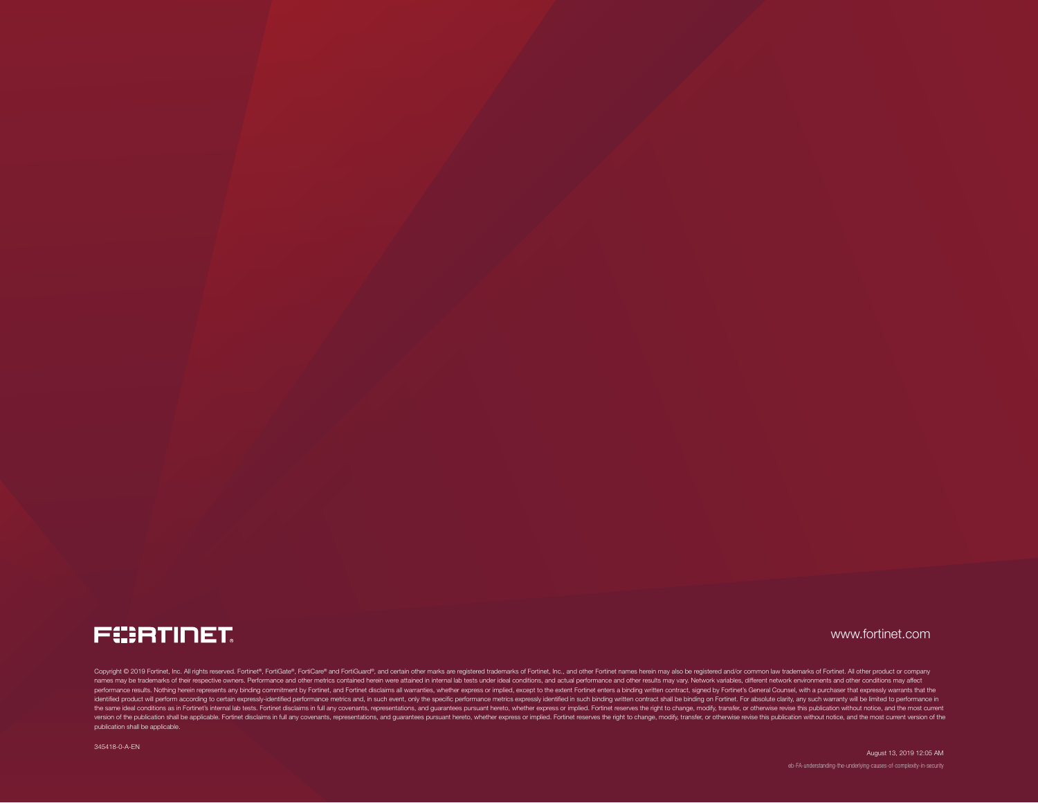FERTINET

www.fortinet.com

Copyright © 2019 Fortinet, Inc. All rights reserved. Fortinet®, FortiGate®, FortiCare® and FortiGuard®, and certain other marks are registered trademarks of Fortinet, Inc., and other Fortinet names herein may also be registered and/or common law trademarks of Fortinet. All other product or company names may be trademarks of their respective owners. Performance and other metrics contained herein were attained in internal lab tests under ideal conditions, and actual performance and other results may vary. Network variables, different network environments and other conditions may affect performance results. Nothing herein represents any binding commitment by Fortinet, and Fortinet disclaims all warranties, whether express or implied, except to the extent Fortinet enters a binding written contract, signed by Fortinet's General Counsel, with a purchaser that expressly warrants that the identified product will perform according to certain expressly-identified performance metrics and, in such event, only the specific performance metrics expressly identified in such binding written contract shall be binding on Fortinet. For absolute clarity, any such warranty will be limited to performance in the same ideal conditions as in Fortinet's internal lab tests. Fortinet disclaims in full any covenants, representations, and guarantees pursuant hereto, whether express or implied. Fortinet reserves the right to change, modify, transfer, or otherwise revise this publication without notice, and the most current version of the publication shall be applicable. Fortinet disclaims in full any covenants, representations, and guarantees pursuant hereto, whether express or implied. Fortinet reserves the right to change, modify, transfer, or otherwise revise this publication without notice, and the most current version of the publication shall be applicable.

345418-0-A-EN

August 13, 2019 12:05 AM

eb-FA-understanding-the-underlying-causes-of-complexity-in-security